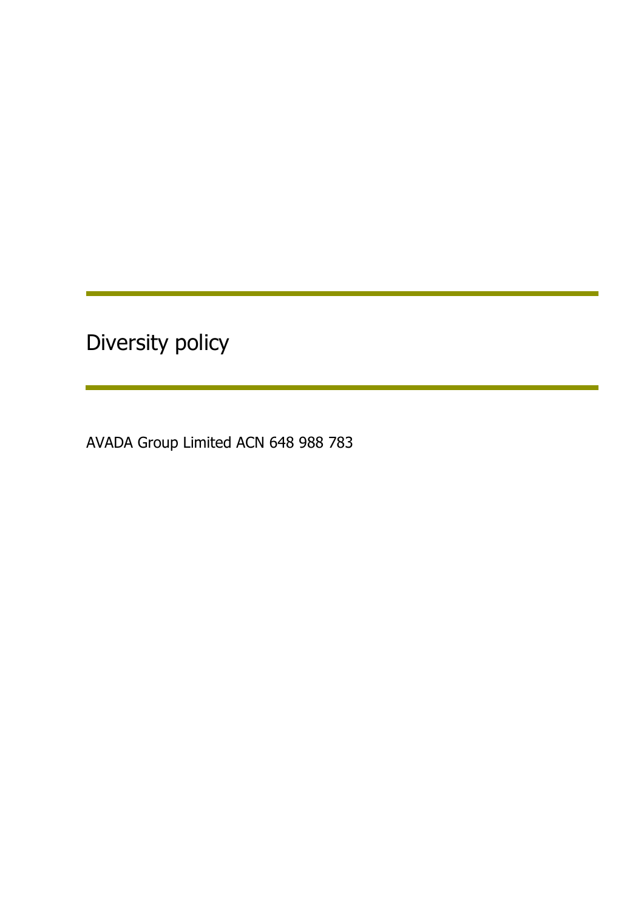# Diversity policy

AVADA Group Limited ACN 648 988 783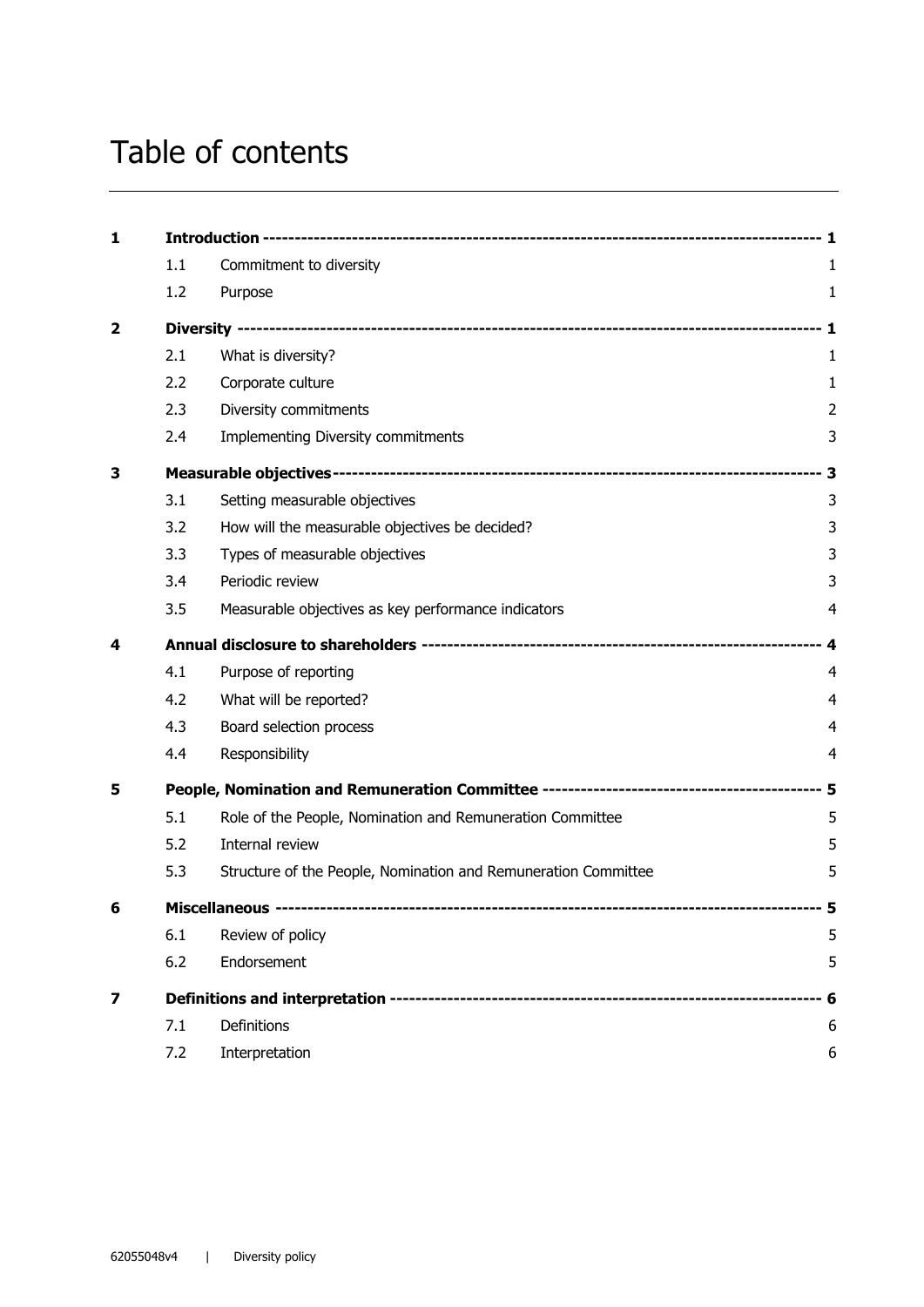# Table of contents

| | | | |
|---|---|---|---|
| **1** | **Introduction** | | **1** |
| | 1.1 | Commitment to diversity | 1 |
| | 1.2 | Purpose | 1 |
| **2** | **Diversity** | | **1** |
| | 2.1 | What is diversity? | 1 |
| | 2.2 | Corporate culture | 1 |
| | 2.3 | Diversity commitments | 2 |
| | 2.4 | Implementing Diversity commitments | 3 |
| **3** | **Measurable objectives** | | **3** |
| | 3.1 | Setting measurable objectives | 3 |
| | 3.2 | How will the measurable objectives be decided? | 3 |
| | 3.3 | Types of measurable objectives | 3 |
| | 3.4 | Periodic review | 3 |
| | 3.5 | Measurable objectives as key performance indicators | 4 |
| **4** | **Annual disclosure to shareholders** | | **4** |
| | 4.1 | Purpose of reporting | 4 |
| | 4.2 | What will be reported? | 4 |
| | 4.3 | Board selection process | 4 |
| | 4.4 | Responsibility | 4 |
| **5** | **People, Nomination and Remuneration Committee** | | **5** |
| | 5.1 | Role of the People, Nomination and Remuneration Committee | 5 |
| | 5.2 | Internal review | 5 |
| | 5.3 | Structure of the People, Nomination and Remuneration Committee | 5 |
| **6** | **Miscellaneous** | | **5** |
| | 6.1 | Review of policy | 5 |
| | 6.2 | Endorsement | 5 |
| **7** | **Definitions and interpretation** | | **6** |
| | 7.1 | Definitions | 6 |
| | 7.2 | Interpretation | 6 |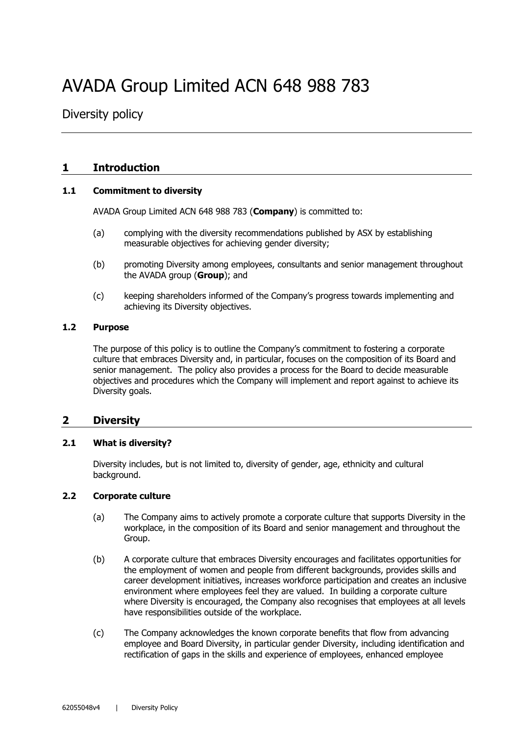# AVADA Group Limited ACN 648 988 783

Diversity policy

---

## 1 Introduction

### 1.1 Commitment to diversity

AVADA Group Limited ACN 648 988 783 (**Company**) is committed to:

(a) complying with the diversity recommendations published by ASX by establishing measurable objectives for achieving gender diversity;

(b) promoting Diversity among employees, consultants and senior management throughout the AVADA group (**Group**); and

(c) keeping shareholders informed of the Company's progress towards implementing and achieving its Diversity objectives.

### 1.2 Purpose

The purpose of this policy is to outline the Company's commitment to fostering a corporate culture that embraces Diversity and, in particular, focuses on the composition of its Board and senior management. The policy also provides a process for the Board to decide measurable objectives and procedures which the Company will implement and report against to achieve its Diversity goals.

## 2 Diversity

### 2.1 What is diversity?

Diversity includes, but is not limited to, diversity of gender, age, ethnicity and cultural background.

### 2.2 Corporate culture

(a) The Company aims to actively promote a corporate culture that supports Diversity in the workplace, in the composition of its Board and senior management and throughout the Group.

(b) A corporate culture that embraces Diversity encourages and facilitates opportunities for the employment of women and people from different backgrounds, provides skills and career development initiatives, increases workforce participation and creates an inclusive environment where employees feel they are valued. In building a corporate culture where Diversity is encouraged, the Company also recognises that employees at all levels have responsibilities outside of the workplace.

(c) The Company acknowledges the known corporate benefits that flow from advancing employee and Board Diversity, in particular gender Diversity, including identification and rectification of gaps in the skills and experience of employees, enhanced employee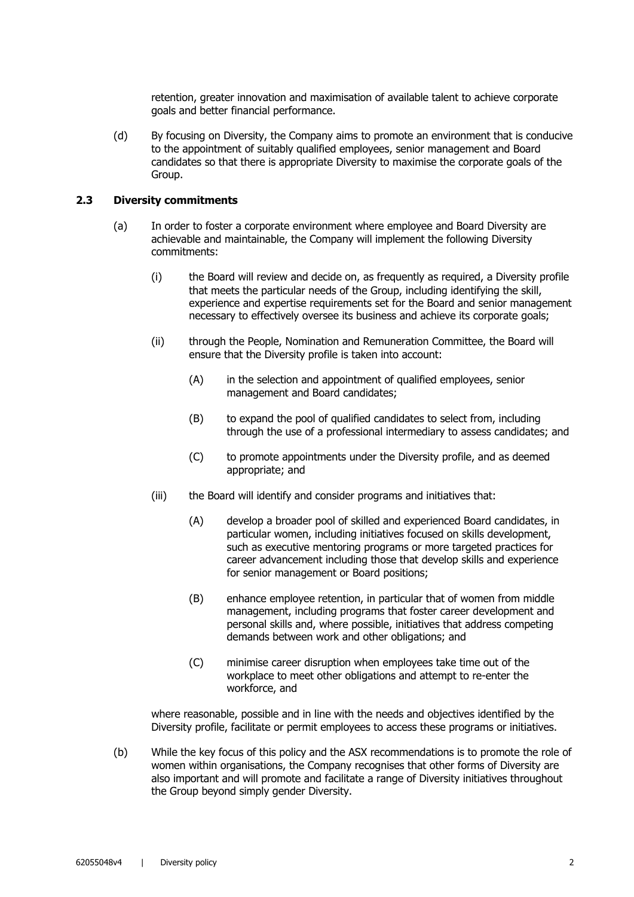retention, greater innovation and maximisation of available talent to achieve corporate goals and better financial performance.

(d) By focusing on Diversity, the Company aims to promote an environment that is conducive to the appointment of suitably qualified employees, senior management and Board candidates so that there is appropriate Diversity to maximise the corporate goals of the Group.

### 2.3 Diversity commitments

(a) In order to foster a corporate environment where employee and Board Diversity are achievable and maintainable, the Company will implement the following Diversity commitments:

(i) the Board will review and decide on, as frequently as required, a Diversity profile that meets the particular needs of the Group, including identifying the skill, experience and expertise requirements set for the Board and senior management necessary to effectively oversee its business and achieve its corporate goals;

(ii) through the People, Nomination and Remuneration Committee, the Board will ensure that the Diversity profile is taken into account:

(A) in the selection and appointment of qualified employees, senior management and Board candidates;

(B) to expand the pool of qualified candidates to select from, including through the use of a professional intermediary to assess candidates; and

(C) to promote appointments under the Diversity profile, and as deemed appropriate; and

(iii) the Board will identify and consider programs and initiatives that:

(A) develop a broader pool of skilled and experienced Board candidates, in particular women, including initiatives focused on skills development, such as executive mentoring programs or more targeted practices for career advancement including those that develop skills and experience for senior management or Board positions;

(B) enhance employee retention, in particular that of women from middle management, including programs that foster career development and personal skills and, where possible, initiatives that address competing demands between work and other obligations; and

(C) minimise career disruption when employees take time out of the workplace to meet other obligations and attempt to re-enter the workforce, and

where reasonable, possible and in line with the needs and objectives identified by the Diversity profile, facilitate or permit employees to access these programs or initiatives.

(b) While the key focus of this policy and the ASX recommendations is to promote the role of women within organisations, the Company recognises that other forms of Diversity are also important and will promote and facilitate a range of Diversity initiatives throughout the Group beyond simply gender Diversity.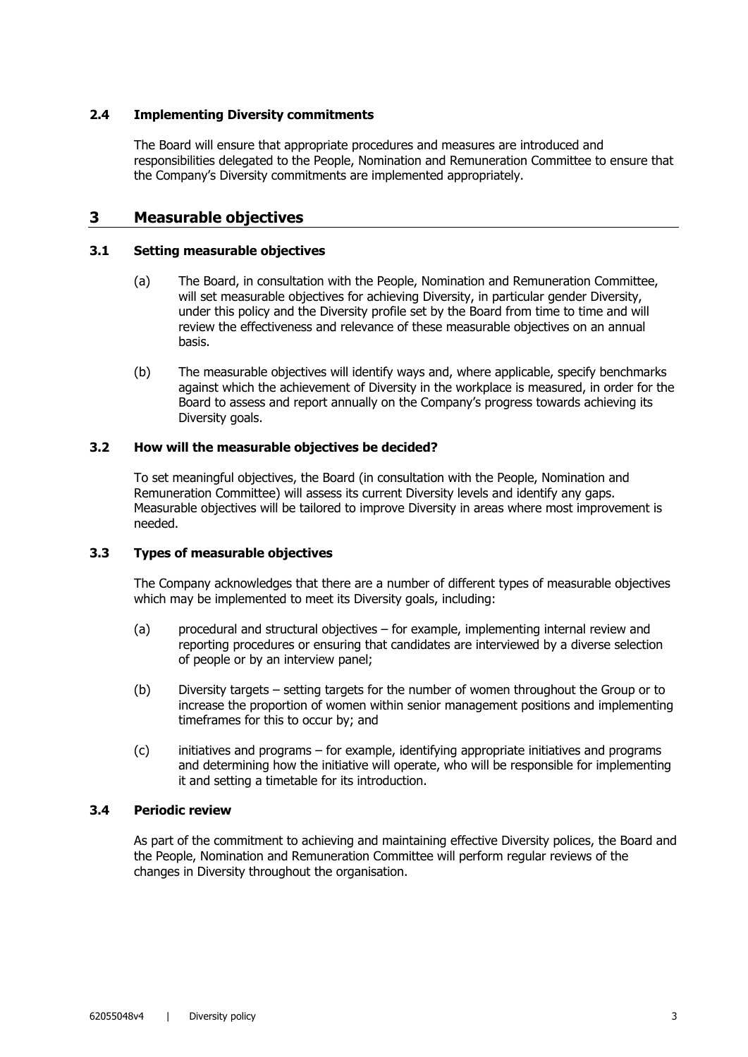### 2.4 Implementing Diversity commitments

The Board will ensure that appropriate procedures and measures are introduced and responsibilities delegated to the People, Nomination and Remuneration Committee to ensure that the Company's Diversity commitments are implemented appropriately.

## 3 Measurable objectives

### 3.1 Setting measurable objectives

(a) The Board, in consultation with the People, Nomination and Remuneration Committee, will set measurable objectives for achieving Diversity, in particular gender Diversity, under this policy and the Diversity profile set by the Board from time to time and will review the effectiveness and relevance of these measurable objectives on an annual basis.

(b) The measurable objectives will identify ways and, where applicable, specify benchmarks against which the achievement of Diversity in the workplace is measured, in order for the Board to assess and report annually on the Company's progress towards achieving its Diversity goals.

### 3.2 How will the measurable objectives be decided?

To set meaningful objectives, the Board (in consultation with the People, Nomination and Remuneration Committee) will assess its current Diversity levels and identify any gaps. Measurable objectives will be tailored to improve Diversity in areas where most improvement is needed.

### 3.3 Types of measurable objectives

The Company acknowledges that there are a number of different types of measurable objectives which may be implemented to meet its Diversity goals, including:

(a) procedural and structural objectives – for example, implementing internal review and reporting procedures or ensuring that candidates are interviewed by a diverse selection of people or by an interview panel;

(b) Diversity targets – setting targets for the number of women throughout the Group or to increase the proportion of women within senior management positions and implementing timeframes for this to occur by; and

(c) initiatives and programs – for example, identifying appropriate initiatives and programs and determining how the initiative will operate, who will be responsible for implementing it and setting a timetable for its introduction.

### 3.4 Periodic review

As part of the commitment to achieving and maintaining effective Diversity polices, the Board and the People, Nomination and Remuneration Committee will perform regular reviews of the changes in Diversity throughout the organisation.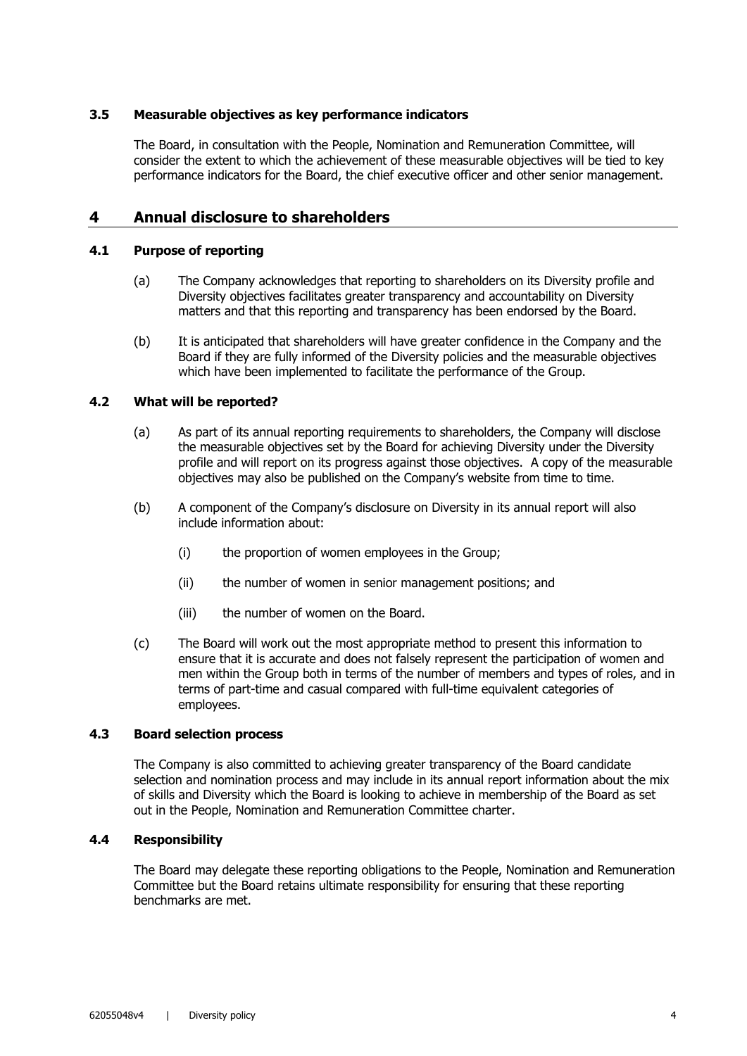### 3.5 Measurable objectives as key performance indicators

The Board, in consultation with the People, Nomination and Remuneration Committee, will consider the extent to which the achievement of these measurable objectives will be tied to key performance indicators for the Board, the chief executive officer and other senior management.

## 4 Annual disclosure to shareholders

### 4.1 Purpose of reporting

(a) The Company acknowledges that reporting to shareholders on its Diversity profile and Diversity objectives facilitates greater transparency and accountability on Diversity matters and that this reporting and transparency has been endorsed by the Board.

(b) It is anticipated that shareholders will have greater confidence in the Company and the Board if they are fully informed of the Diversity policies and the measurable objectives which have been implemented to facilitate the performance of the Group.

### 4.2 What will be reported?

(a) As part of its annual reporting requirements to shareholders, the Company will disclose the measurable objectives set by the Board for achieving Diversity under the Diversity profile and will report on its progress against those objectives. A copy of the measurable objectives may also be published on the Company's website from time to time.

(b) A component of the Company's disclosure on Diversity in its annual report will also include information about:

(i) the proportion of women employees in the Group;

(ii) the number of women in senior management positions; and

(iii) the number of women on the Board.

(c) The Board will work out the most appropriate method to present this information to ensure that it is accurate and does not falsely represent the participation of women and men within the Group both in terms of the number of members and types of roles, and in terms of part-time and casual compared with full-time equivalent categories of employees.

### 4.3 Board selection process

The Company is also committed to achieving greater transparency of the Board candidate selection and nomination process and may include in its annual report information about the mix of skills and Diversity which the Board is looking to achieve in membership of the Board as set out in the People, Nomination and Remuneration Committee charter.

### 4.4 Responsibility

The Board may delegate these reporting obligations to the People, Nomination and Remuneration Committee but the Board retains ultimate responsibility for ensuring that these reporting benchmarks are met.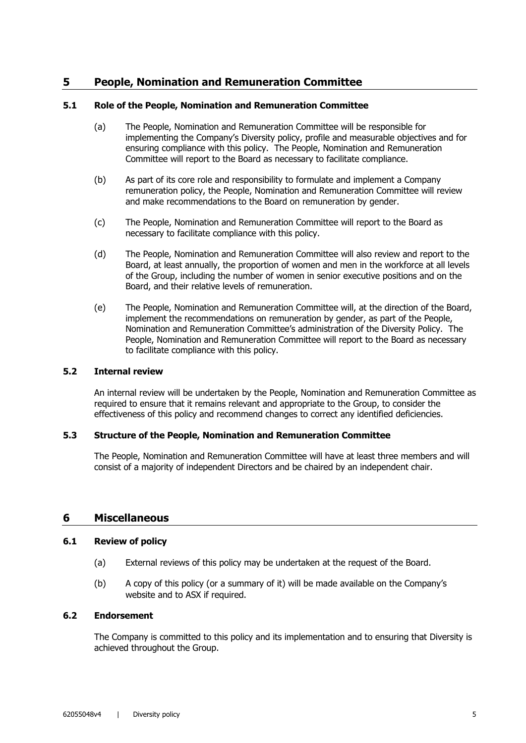## 5 People, Nomination and Remuneration Committee

### 5.1 Role of the People, Nomination and Remuneration Committee

(a) The People, Nomination and Remuneration Committee will be responsible for implementing the Company's Diversity policy, profile and measurable objectives and for ensuring compliance with this policy. The People, Nomination and Remuneration Committee will report to the Board as necessary to facilitate compliance.

(b) As part of its core role and responsibility to formulate and implement a Company remuneration policy, the People, Nomination and Remuneration Committee will review and make recommendations to the Board on remuneration by gender.

(c) The People, Nomination and Remuneration Committee will report to the Board as necessary to facilitate compliance with this policy.

(d) The People, Nomination and Remuneration Committee will also review and report to the Board, at least annually, the proportion of women and men in the workforce at all levels of the Group, including the number of women in senior executive positions and on the Board, and their relative levels of remuneration.

(e) The People, Nomination and Remuneration Committee will, at the direction of the Board, implement the recommendations on remuneration by gender, as part of the People, Nomination and Remuneration Committee's administration of the Diversity Policy. The People, Nomination and Remuneration Committee will report to the Board as necessary to facilitate compliance with this policy.

### 5.2 Internal review

An internal review will be undertaken by the People, Nomination and Remuneration Committee as required to ensure that it remains relevant and appropriate to the Group, to consider the effectiveness of this policy and recommend changes to correct any identified deficiencies.

### 5.3 Structure of the People, Nomination and Remuneration Committee

The People, Nomination and Remuneration Committee will have at least three members and will consist of a majority of independent Directors and be chaired by an independent chair.

## 6 Miscellaneous

### 6.1 Review of policy

(a) External reviews of this policy may be undertaken at the request of the Board.

(b) A copy of this policy (or a summary of it) will be made available on the Company's website and to ASX if required.

### 6.2 Endorsement

The Company is committed to this policy and its implementation and to ensuring that Diversity is achieved throughout the Group.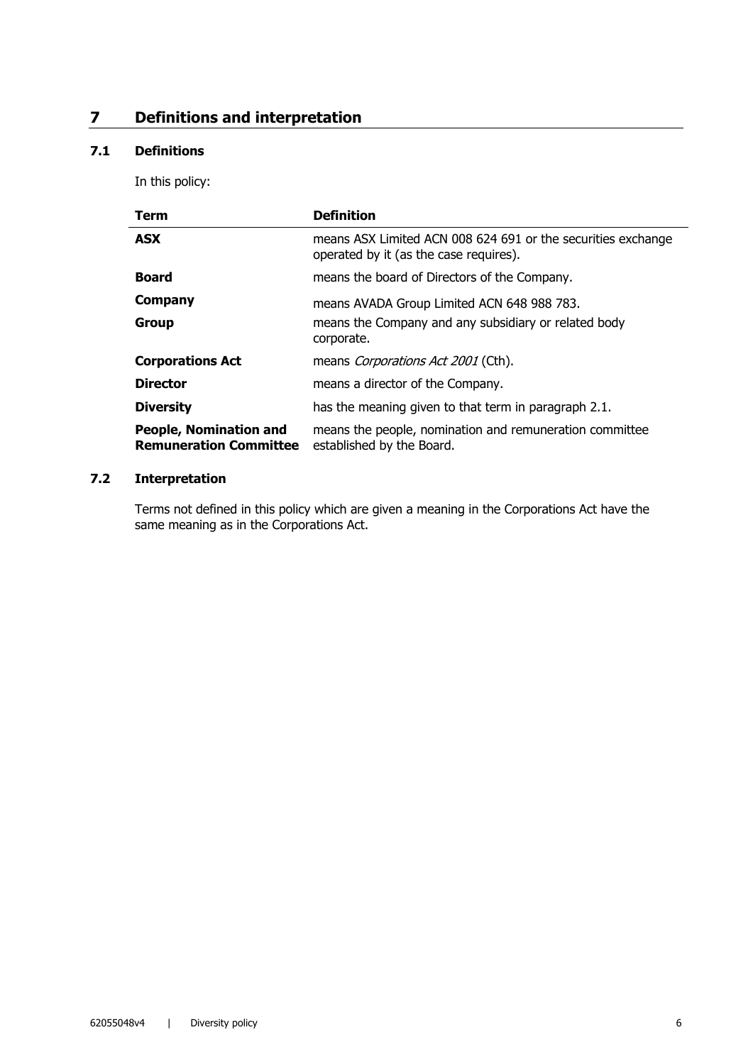# 7 Definitions and interpretation

## 7.1 Definitions

In this policy:

| Term | Definition |
|---|---|
| **ASX** | means ASX Limited ACN 008 624 691 or the securities exchange operated by it (as the case requires). |
| **Board** | means the board of Directors of the Company. |
| **Company** | means AVADA Group Limited ACN 648 988 783. |
| **Group** | means the Company and any subsidiary or related body corporate. |
| **Corporations Act** | means *Corporations Act 2001* (Cth). |
| **Director** | means a director of the Company. |
| **Diversity** | has the meaning given to that term in paragraph 2.1. |
| **People, Nomination and Remuneration Committee** | means the people, nomination and remuneration committee established by the Board. |

## 7.2 Interpretation

Terms not defined in this policy which are given a meaning in the Corporations Act have the same meaning as in the Corporations Act.